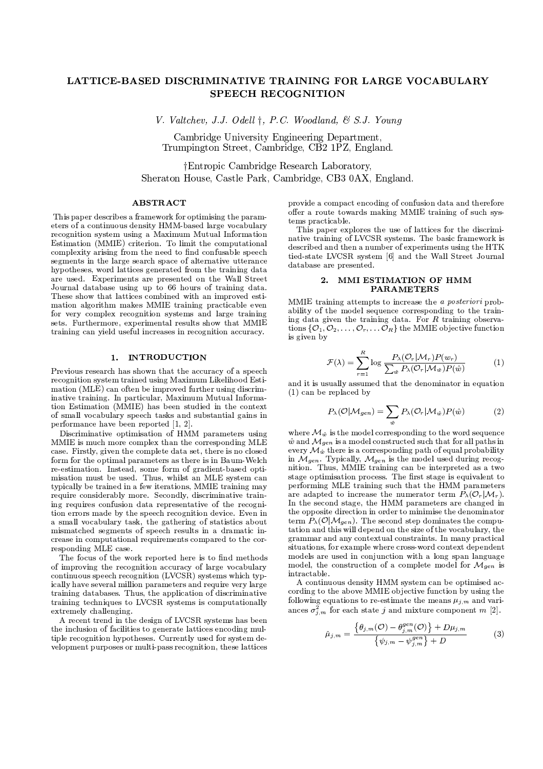# LATTICE-BASED DISCRIMINATIVE TRAINING FOR LARGE VOCABULARY SPEECH RECOGNITION

*V. Valtchev, J.J. Odell †, P.C. Woodland, & S.J. Young*

Cambridge University Engineering Department,
Trumpington Street, Cambridge, CB2 1PZ, England.

†Entropic Cambridge Research Laboratory,
Sheraton House, Castle Park, Cambridge, CB3 0AX, England.

## ABSTRACT

This paper describes a framework for optimising the parameters of a continuous density HMM-based large vocabulary recognition system using a Maximum Mutual Information Estimation (MMIE) criterion. To limit the computational complexity arising from the need to find confusable speech segments in the large search space of alternative utterance hypotheses, word lattices generated from the training data are used. Experiments are presented on the Wall Street Journal database using up to 66 hours of training data. These show that lattices combined with an improved estimation algorithm makes MMIE training practicable even for very complex recognition systems and large training sets. Furthermore, experimental results show that MMIE training can yield useful increases in recognition accuracy.

## 1. INTRODUCTION

Previous research has shown that the accuracy of a speech recognition system trained using Maximum Likelihood Estimation (MLE) can often be improved further using discriminative training. In particular, Maximum Mutual Information Estimation (MMIE) has been studied in the context of small vocabulary speech tasks and substantial gains in performance have been reported [1, 2].

Discriminative optimisation of HMM parameters using MMIE is much more complex than the corresponding MLE case. Firstly, given the complete data set, there is no closed form for the optimal parameters as there is in Baum-Welch re-estimation. Instead, some form of gradient-based optimisation must be used. Thus, whilst an MLE system can typically be trained in a few iterations, MMIE training may require considerably more. Secondly, discriminative training requires confusion data representative of the recognition errors made by the speech recognition device. Even in a small vocabulary task, the gathering of statistics about mismatched segments of speech results in a dramatic increase in computational requirements compared to the corresponding MLE case.

The focus of the work reported here is to find methods of improving the recognition accuracy of large vocabulary continuous speech recognition (LVCSR) systems which typically have several million parameters and require very large training databases. Thus, the application of discriminative training techniques to LVCSR systems is computationally extremely challenging.

A recent trend in the design of LVCSR systems has been the inclusion of facilities to generate lattices encoding multiple recognition hypotheses. Currently used for system development purposes or multi-pass recognition, these lattices provide a compact encoding of confusion data and therefore offer a route towards making MMIE training of such systems practicable.

This paper explores the use of lattices for the discriminative training of LVCSR systems. The basic framework is described and then a number of experiments using the HTK tied-state LVCSR system [6] and the Wall Street Journal database are presented.

## 2. MMI ESTIMATION OF HMM PARAMETERS

MMIE training attempts to increase the *a posteriori* probability of the model sequence corresponding to the training data given the training data. For $R$ training observations $\{\mathcal{O}_1, \mathcal{O}_2, \ldots, \mathcal{O}_r, \ldots \mathcal{O}_R\}$ the MMIE objective function is given by

$$\mathcal{F}(\lambda) = \sum_{r=1}^{R} \log \frac{P_\lambda(\mathcal{O}_r|\mathcal{M}_r)P(w_r)}{\sum_{\hat{w}} P_\lambda(\mathcal{O}_r|\mathcal{M}_{\hat{w}})P(\hat{w})} \tag{1}$$

and it is usually assumed that the denominator in equation (1) can be replaced by

$$P_\lambda(\mathcal{O}|\mathcal{M}_{gen}) = \sum_{\hat{w}} P_\lambda(\mathcal{O}_r|\mathcal{M}_{\hat{w}})P(\hat{w}) \tag{2}$$

where $\mathcal{M}_{\hat{w}}$ is the model corresponding to the word sequence $\hat{w}$ and $\mathcal{M}_{gen}$ is a model constructed such that for all paths in every $\mathcal{M}_{\hat{w}}$ there is a corresponding path of equal probability in $\mathcal{M}_{gen}$. Typically, $\mathcal{M}_{gen}$ is the model used during recognition. Thus, MMIE training can be interpreted as a two stage optimisation process. The first stage is equivalent to performing MLE training such that the HMM parameters are adapted to increase the numerator term $P_\lambda(\mathcal{O}_r|\mathcal{M}_r)$. In the second stage, the HMM parameters are changed in the opposite direction in order to minimise the denominator term $P_\lambda(\mathcal{O}|\mathcal{M}_{gen})$. The second step dominates the computation and this will depend on the size of the vocabulary, the grammar and any contextual constraints. In many practical situations, for example where cross-word context dependent models are used in conjunction with a long span language model, the construction of a complete model for $\mathcal{M}_{gen}$ is intractable.

A continuous density HMM system can be optimised according to the above MMIE objective function by using the following equations to re-estimate the means $\mu_{j,m}$ and variances $\sigma^2_{j,m}$ for each state $j$ and mixture component $m$ [2].

$$\hat{\mu}_{j,m} = \frac{\left\{\theta_{j,m}(\mathcal{O}) - \theta^{gen}_{j,m}(\mathcal{O})\right\} + D\mu_{j,m}}{\left\{\psi_{j,m} - \psi^{gen}_{j,m}\right\} + D} \tag{3}$$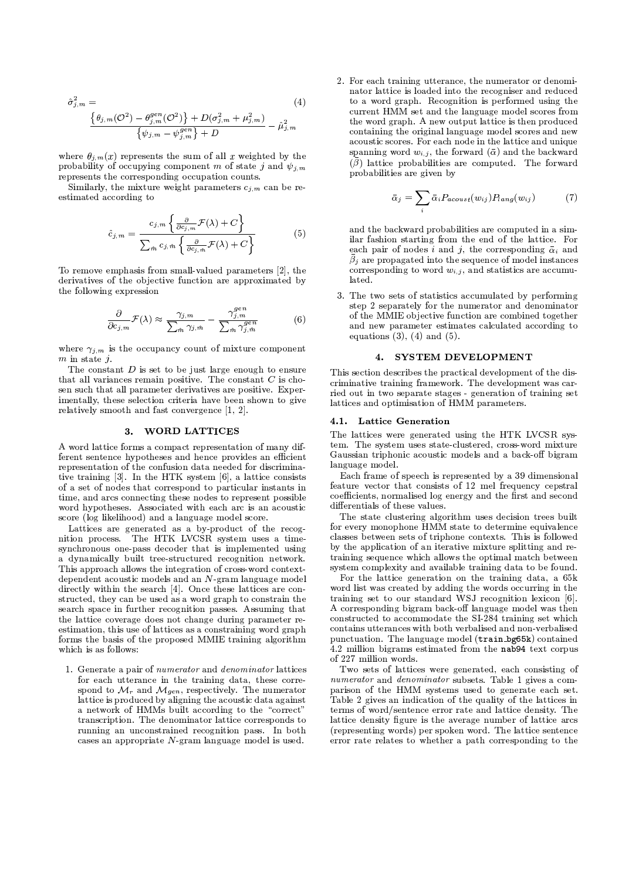$$\hat{\sigma}^2_{j,m} = \tag{4}$$
$$\frac{\left\{\theta_{j,m}(\mathcal{O}^2) - \theta^{gen}_{j,m}(\mathcal{O}^2)\right\} + D(\sigma^2_{j,m} + \mu^2_{j,m})}{\left\{\psi_{j,m} - \psi^{gen}_{j,m}\right\} + D} - \hat{\mu}^2_{j,m}$$

where $\theta_{j,m}(x)$ represents the sum of all $x$ weighted by the probability of occupying component $m$ of state $j$ and $\psi_{j,m}$ represents the corresponding occupation counts.

Similarly, the mixture weight parameters $c_{j,m}$ can be re-estimated according to

$$\hat{c}_{j,m} = \frac{c_{j,m}\left\{\frac{\partial}{\partial c_{j,m}}\mathcal{F}(\lambda) + C\right\}}{\sum_{\hat{m}} c_{j,\hat{m}}\left\{\frac{\partial}{\partial c_{j,\hat{m}}}\mathcal{F}(\lambda) + C\right\}} \tag{5}$$

To remove emphasis from small-valued parameters [2], the derivatives of the objective function are approximated by the following expression

$$\frac{\partial}{\partial c_{j,m}}\mathcal{F}(\lambda) \approx \frac{\gamma_{j,m}}{\sum_{\hat{m}}\gamma_{j,\hat{m}}} - \frac{\gamma^{gen}_{j,m}}{\sum_{\hat{m}}\gamma^{gen}_{j,\hat{m}}} \tag{6}$$

where $\gamma_{j,m}$ is the occupancy count of mixture component $m$ in state $j$.

The constant $D$ is set to be just large enough to ensure that all variances remain positive. The constant $C$ is chosen such that all parameter derivatives are positive. Experimentally, these selection criteria have been shown to give relatively smooth and fast convergence [1, 2].

## 3. WORD LATTICES

A word lattice forms a compact representation of many different sentence hypotheses and hence provides an efficient representation of the confusion data needed for discriminative training [3]. In the HTK system [6], a lattice consists of a set of nodes that correspond to particular instants in time, and arcs connecting these nodes to represent possible word hypotheses. Associated with each arc is an acoustic score (log likelihood) and a language model score.

Lattices are generated as a by-product of the recognition process. The HTK LVCSR system uses a time-synchronous one-pass decoder that is implemented using a dynamically built tree-structured recognition network. This approach allows the integration of cross-word context-dependent acoustic models and an $N$-gram language model directly within the search [4]. Once these lattices are constructed, they can be used as a word graph to constrain the search space in further recognition passes. Assuming that the lattice coverage does not change during parameter re-estimation, this use of lattices as a constraining word graph forms the basis of the proposed MMIE training algorithm which is as follows:

1. Generate a pair of *numerator* and *denominator* lattices for each utterance in the training data, these correspond to $\mathcal{M}_r$ and $\mathcal{M}_{gen}$, respectively. The numerator lattice is produced by aligning the acoustic data against a network of HMMs built according to the "correct" transcription. The denominator lattice corresponds to running an unconstrained recognition pass. In both cases an appropriate $N$-gram language model is used.

2. For each training utterance, the numerator or denominator lattice is loaded into the recogniser and reduced to a word graph. Recognition is performed using the current HMM set and the language model scores from the word graph. A new output lattice is then produced containing the original language model scores and new acoustic scores. For each node in the lattice and unique spanning word $w_{i,j}$, the forward ($\bar{\alpha}$) and the backward ($\bar{\beta}$) lattice probabilities are computed. The forward probabilities are given by

$$\bar{\alpha}_j = \sum_i \bar{\alpha}_i P_{acoust}(w_{ij}) P_{lang}(w_{ij}) \tag{7}$$

   and the backward probabilities are computed in a similar fashion starting from the end of the lattice. For each pair of nodes $i$ and $j$, the corresponding $\bar{\alpha}_i$ and $\bar{\beta}_j$ are propagated into the sequence of model instances corresponding to word $w_{i,j}$, and statistics are accumulated.

3. The two sets of statistics accumulated by performing step 2 separately for the numerator and denominator of the MMIE objective function are combined together and new parameter estimates calculated according to equations (3), (4) and (5).

## 4. SYSTEM DEVELOPMENT

This section describes the practical development of the discriminative training framework. The development was carried out in two separate stages - generation of training set lattices and optimisation of HMM parameters.

### 4.1. Lattice Generation

The lattices were generated using the HTK LVCSR system. The system uses state-clustered, cross-word mixture Gaussian triphonic acoustic models and a back-off bigram language model.

Each frame of speech is represented by a 39 dimensional feature vector that consists of 12 mel frequency cepstral coefficients, normalised log energy and the first and second differentials of these values.

The state clustering algorithm uses decision trees built for every monophone HMM state to determine equivalence classes between sets of triphone contexts. This is followed by the application of an iterative mixture splitting and retraining sequence which allows the optimal match between system complexity and available training data to be found.

For the lattice generation on the training data, a 65k word list was created by adding the words occurring in the training set to our standard WSJ recognition lexicon [6]. A corresponding bigram back-off language model was then constructed to accommodate the SI-284 training set which contains utterances with both verbalised and non-verbalised punctuation. The language model (`train_bg65k`) contained 4.2 million bigrams estimated from the `nab94` text corpus of 227 million words.

Two sets of lattices were generated, each consisting of *numerator* and *denominator* subsets. Table 1 gives a comparison of the HMM systems used to generate each set. Table 2 gives an indication of the quality of the lattices in terms of word/sentence error rate and lattice density. The lattice density figure is the average number of lattice arcs (representing words) per spoken word. The lattice sentence error rate relates to whether a path corresponding to the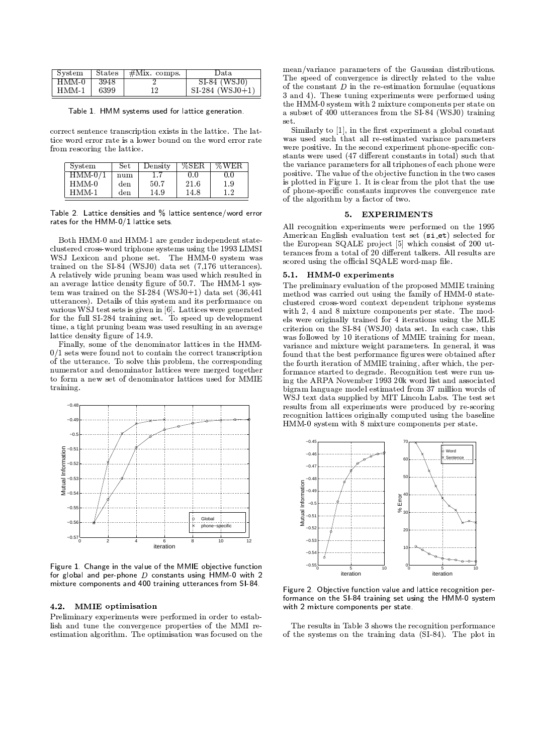| System | States | #Mix. comps. | Data |
|---|---|---|---|
| HMM-0 | 3948 | 2 | SI-84 (WSJ0) |
| HMM-1 | 6399 | 12 | SI-284 (WSJ0+1) |

Table 1. HMM systems used for lattice generation.

correct sentence transcription exists in the lattice. The lattice word error rate is a lower bound on the word error rate from rescoring the lattice.

| System | Set | Density | %SER | %WER |
|---|---|---|---|---|
| HMM-0/1 | num | 1.7 | 0.0 | 0.0 |
| HMM-0 | den | 50.7 | 21.6 | 1.9 |
| HMM-1 | den | 14.9 | 14.8 | 1.2 |

Table 2. Lattice densities and % lattice sentence/word error rates for the HMM-0/1 lattice sets.

Both HMM-0 and HMM-1 are gender independent state-clustered cross-word triphone systems using the 1993 LIMSI WSJ Lexicon and phone set. The HMM-0 system was trained on the SI-84 (WSJ0) data set (7,176 utterances). A relatively wide pruning beam was used which resulted in an average lattice density figure of 50.7. The HMM-1 system was trained on the SI-284 (WSJ0+1) data set (36,441 utterances). Details of this system and its performance on various WSJ test sets is given in [6]. Lattices were generated for the full SI-284 training set. To speed up development time, a tight pruning beam was used resulting in an average lattice density figure of 14.9.

Finally, some of the denominator lattices in the HMM-0/1 sets were found not to contain the correct transcription of the utterance. To solve this problem, the corresponding numerator and denominator lattices were merged together to form a new set of denominator lattices used for MMIE training.

Figure 1. Change in the value of the MMIE objective function for global and per-phone $D$ constants using HMM-0 with 2 mixture components and 400 training utterances from SI-84.

### 4.2. MMIE optimisation

Preliminary experiments were performed in order to establish and tune the convergence properties of the MMI re-estimation algorithm. The optimisation was focused on the mean/variance parameters of the Gaussian distributions. The speed of convergence is directly related to the value of the constant $D$ in the re-estimation formulae (equations 3 and 4). These tuning experiments were performed using the HMM-0 system with 2 mixture components per state on a subset of 400 utterances from the SI-84 (WSJ0) training set.

Similarly to [1], in the first experiment a global constant was used such that all re-estimated variance parameters were positive. In the second experiment phone-specific constants were used (47 different constants in total) such that the variance parameters for all triphones of each phone were positive. The value of the objective function in the two cases is plotted in Figure 1. It is clear from the plot that the use of phone-specific constants improves the convergence rate of the algorithm by a factor of two.

## 5. EXPERIMENTS

All recognition experiments were performed on the 1995 American English evaluation test set (si_et) selected for the European SQALE project [5] which consist of 200 utterances from a total of 20 different talkers. All results are scored using the official SQALE word-map file.

### 5.1. HMM-0 experiments

The preliminary evaluation of the proposed MMIE training method was carried out using the family of HMM-0 state-clustered cross-word context dependent triphone systems with 2, 4 and 8 mixture components per state. The models were originally trained for 4 iterations using the MLE criterion on the SI-84 (WSJ0) data set. In each case, this was followed by 10 iterations of MMIE training for mean, variance and mixture weight parameters. In general, it was found that the best performance figures were obtained after the fourth iteration of MMIE training, after which, the performance started to degrade. Recognition test were run using the ARPA November 1993 20k word list and associated bigram language model estimated from 37 million words of WSJ text data supplied by MIT Lincoln Labs. The test set results from all experiments were produced by re-scoring recognition lattices originally computed using the baseline HMM-0 system with 8 mixture components per state.

Figure 2. Objective function value and lattice recognition performance on the SI-84 training set using the HMM-0 system with 2 mixture components per state.

The results in Table 3 shows the recognition performance of the systems on the training data (SI-84). The plot in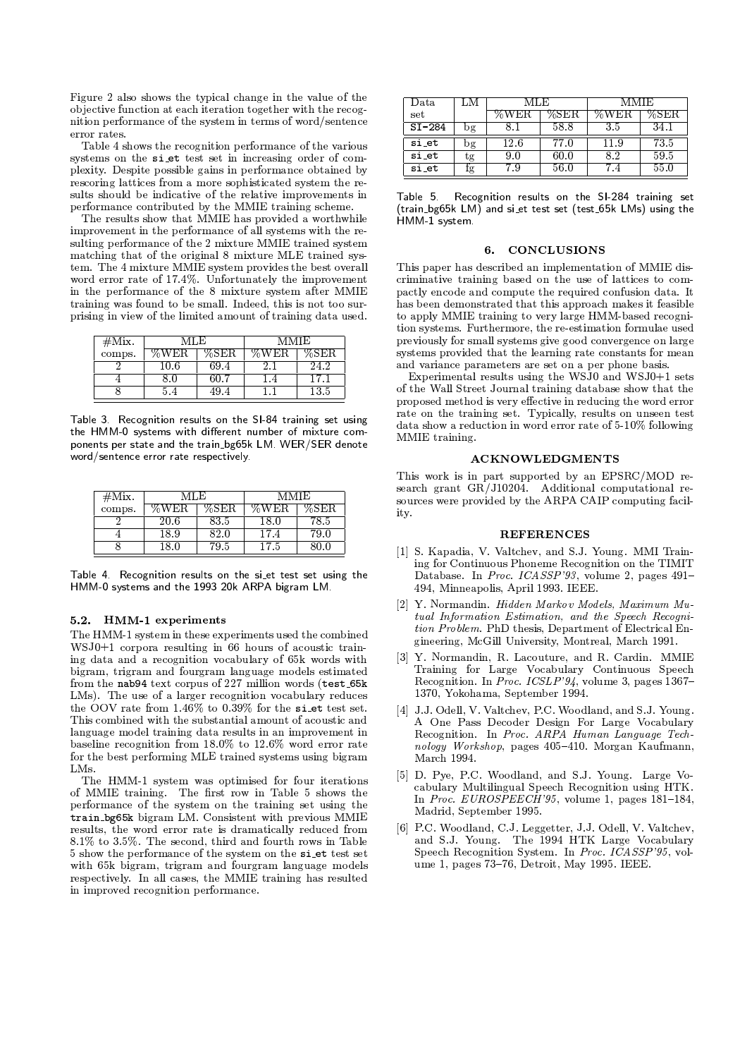Figure 2 also shows the typical change in the value of the objective function at each iteration together with the recognition performance of the system in terms of word/sentence error rates.

Table 4 shows the recognition performance of the various systems on the si_et test set in increasing order of complexity. Despite possible gains in performance obtained by rescoring lattices from a more sophisticated system the results should be indicative of the relative improvements in performance contributed by the MMIE training scheme.

The results show that MMIE has provided a worthwhile improvement in the performance of all systems with the resulting performance of the 2 mixture MMIE trained system matching that of the original 8 mixture MLE trained system. The 4 mixture MMIE system provides the best overall word error rate of 17.4%. Unfortunately the improvement in the performance of the 8 mixture system after MMIE training was found to be small. Indeed, this is not too surprising in view of the limited amount of training data used.

| #Mix. | MLE | | MMIE | |
|---|---|---|---|---|
| comps. | %WER | %SER | %WER | %SER |
| 2 | 10.6 | 69.4 | 2.1 | 24.2 |
| 4 | 8.0 | 60.7 | 1.4 | 17.1 |
| 8 | 5.4 | 49.4 | 1.1 | 13.5 |

Table 3. Recognition results on the SI-84 training set using the HMM-0 systems with different number of mixture components per state and the train_bg65k LM. WER/SER denote word/sentence error rate respectively.

| #Mix. | MLE | | MMIE | |
|---|---|---|---|---|
| comps. | %WER | %SER | %WER | %SER |
| 2 | 20.6 | 83.5 | 18.0 | 78.5 |
| 4 | 18.9 | 82.0 | 17.4 | 79.0 |
| 8 | 18.0 | 79.5 | 17.5 | 80.0 |

Table 4. Recognition results on the si_et test set using the HMM-0 systems and the 1993 20k ARPA bigram LM.

### 5.2. HMM-1 experiments

The HMM-1 system in these experiments used the combined WSJ0+1 corpora resulting in 66 hours of acoustic training data and a recognition vocabulary of 65k words with bigram, trigram and fourgram language models estimated from the nab94 text corpus of 227 million words (test_65k LMs). The use of a larger recognition vocabulary reduces the OOV rate from 1.46% to 0.39% for the si_et test set. This combined with the substantial amount of acoustic and language model training data results in an improvement in baseline recognition from 18.0% to 12.6% word error rate for the best performing MLE trained systems using bigram LMs.

The HMM-1 system was optimised for four iterations of MMIE training. The first row in Table 5 shows the performance of the system on the training set using the train_bg65k bigram LM. Consistent with previous MMIE results, the word error rate is dramatically reduced from 8.1% to 3.5%. The second, third and fourth rows in Table 5 show the performance of the system on the si_et test set with 65k bigram, trigram and fourgram language models respectively. In all cases, the MMIE training has resulted in improved recognition performance.

| Data | LM | MLE | | MMIE | |
|---|---|---|---|---|---|
| set | | %WER | %SER | %WER | %SER |
| SI-284 | bg | 8.1 | 58.8 | 3.5 | 34.1 |
| si_et | bg | 12.6 | 77.0 | 11.9 | 73.5 |
| si_et | tg | 9.0 | 60.0 | 8.2 | 59.5 |
| si_et | fg | 7.9 | 56.0 | 7.4 | 55.0 |

Table 5. Recognition results on the SI-284 training set (train_bg65k LM) and si_et test set (test_65k LMs) using the HMM-1 system.

## 6. CONCLUSIONS

This paper has described an implementation of MMIE discriminative training based on the use of lattices to compactly encode and compute the required confusion data. It has been demonstrated that this approach makes it feasible to apply MMIE training to very large HMM-based recognition systems. Furthermore, the re-estimation formulae used previously for small systems give good convergence on large systems provided that the learning rate constants for mean and variance parameters are set on a per phone basis.

Experimental results using the WSJ0 and WSJ0+1 sets of the Wall Street Journal training database show that the proposed method is very effective in reducing the word error rate on the training set. Typically, results on unseen test data show a reduction in word error rate of 5-10% following MMIE training.

## ACKNOWLEDGMENTS

This work is in part supported by an EPSRC/MOD research grant GR/J10204. Additional computational resources were provided by the ARPA CAIP computing facility.

## REFERENCES

[1] S. Kapadia, V. Valtchev, and S.J. Young. MMI Training for Continuous Phoneme Recognition on the TIMIT Database. In *Proc. ICASSP'93*, volume 2, pages 491–494, Minneapolis, April 1993. IEEE.

[2] Y. Normandin. *Hidden Markov Models, Maximum Mutual Information Estimation, and the Speech Recognition Problem.* PhD thesis, Department of Electrical Engineering, McGill University, Montreal, March 1991.

[3] Y. Normandin, R. Lacouture, and R. Cardin. MMIE Training for Large Vocabulary Continuous Speech Recognition. In *Proc. ICSLP'94*, volume 3, pages 1367–1370, Yokohama, September 1994.

[4] J.J. Odell, V. Valtchev, P.C. Woodland, and S.J. Young. A One Pass Decoder Design For Large Vocabulary Recognition. In *Proc. ARPA Human Language Technology Workshop*, pages 405–410. Morgan Kaufmann, March 1994.

[5] D. Pye, P.C. Woodland, and S.J. Young. Large Vocabulary Multilingual Speech Recognition using HTK. In *Proc. EUROSPEECH'95*, volume 1, pages 181–184, Madrid, September 1995.

[6] P.C. Woodland, C.J. Leggetter, J.J. Odell, V. Valtchev, and S.J. Young. The 1994 HTK Large Vocabulary Speech Recognition System. In *Proc. ICASSP'95*, volume 1, pages 73–76, Detroit, May 1995. IEEE.